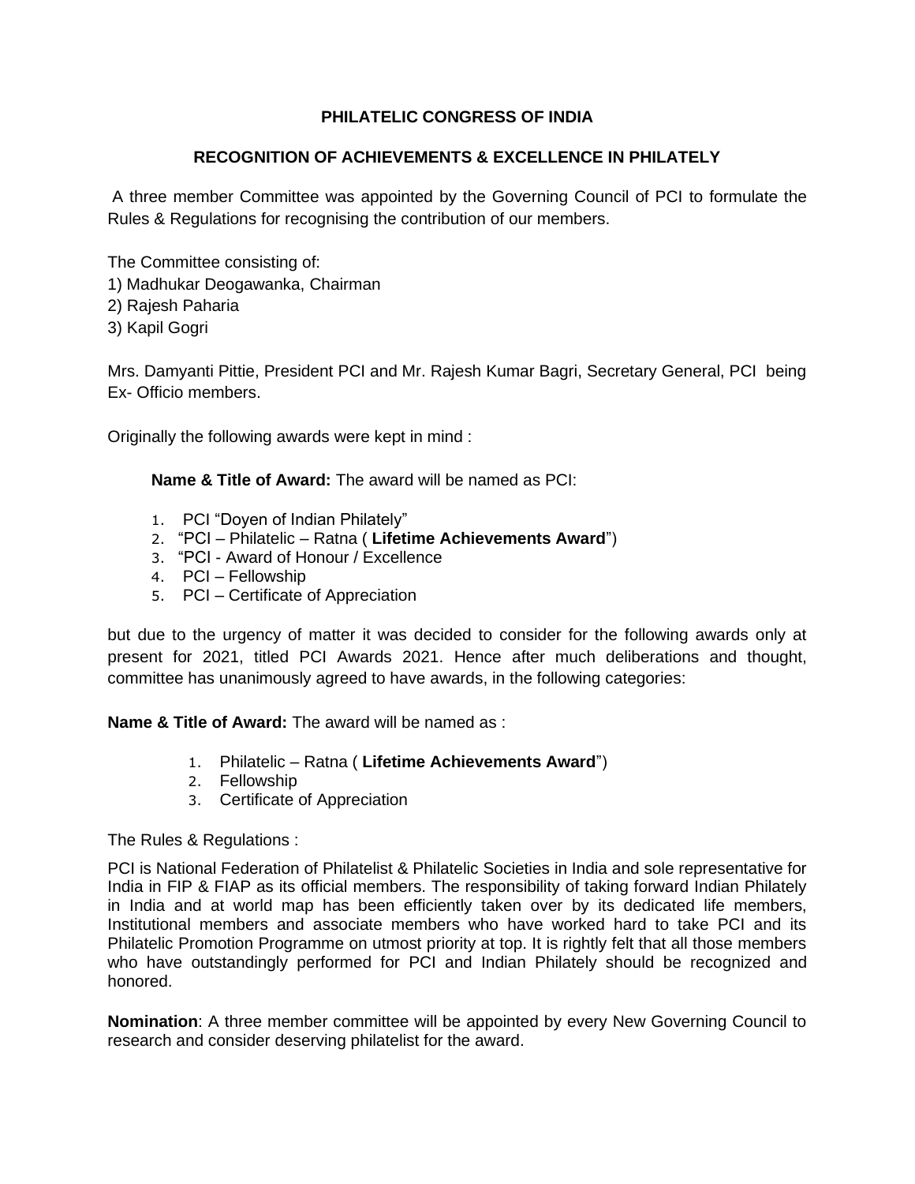**PHILATELIC CONGRESS OF INDIA**

**RECOGNITION OF ACHIEVEMENTS & EXCELLENCE IN PHILATELY**

A three member Committee was appointed by the Governing Council of PCI to formulate the Rules & Regulations for recognising the contribution of our members.

The Committee consisting of:
1) Madhukar Deogawanka, Chairman
2) Rajesh Paharia
3) Kapil Gogri

Mrs. Damyanti Pittie, President PCI and Mr. Rajesh Kumar Bagri, Secretary General, PCI being Ex- Officio members.

Originally the following awards were kept in mind :

**Name & Title of Award:** The award will be named as PCI:

1. PCI "Doyen of Indian Philately"
2. "PCI – Philatelic – Ratna ( **Lifetime Achievements Award**")
3. "PCI - Award of Honour / Excellence
4. PCI – Fellowship
5. PCI – Certificate of Appreciation

but due to the urgency of matter it was decided to consider for the following awards only at present for 2021, titled PCI Awards 2021. Hence after much deliberations and thought, committee has unanimously agreed to have awards, in the following categories:

**Name & Title of Award:** The award will be named as :

1. Philatelic – Ratna ( **Lifetime Achievements Award**")
2. Fellowship
3. Certificate of Appreciation

The Rules & Regulations :

PCI is National Federation of Philatelist & Philatelic Societies in India and sole representative for India in FIP & FIAP as its official members. The responsibility of taking forward Indian Philately in India and at world map has been efficiently taken over by its dedicated life members, Institutional members and associate members who have worked hard to take PCI and its Philatelic Promotion Programme on utmost priority at top. It is rightly felt that all those members who have outstandingly performed for PCI and Indian Philately should be recognized and honored.

**Nomination**: A three member committee will be appointed by every New Governing Council to research and consider deserving philatelist for the award.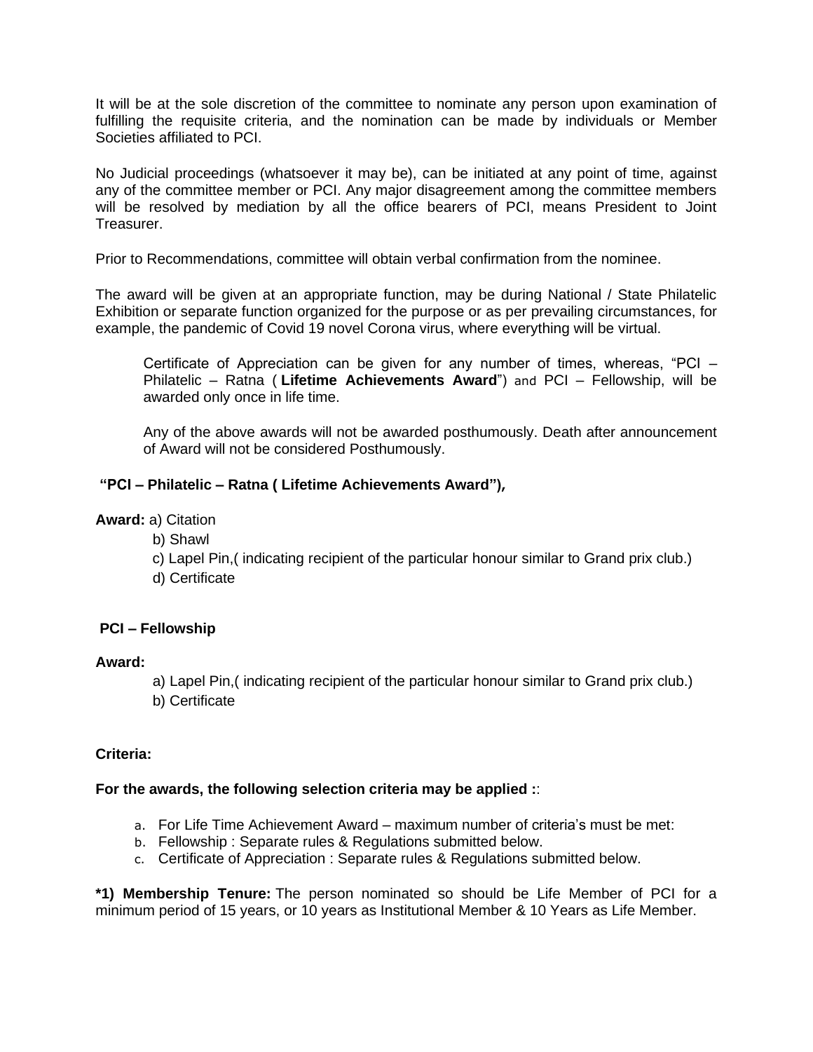It will be at the sole discretion of the committee to nominate any person upon examination of fulfilling the requisite criteria, and the nomination can be made by individuals or Member Societies affiliated to PCI.

No Judicial proceedings (whatsoever it may be), can be initiated at any point of time, against any of the committee member or PCI. Any major disagreement among the committee members will be resolved by mediation by all the office bearers of PCI, means President to Joint Treasurer.

Prior to Recommendations, committee will obtain verbal confirmation from the nominee.

The award will be given at an appropriate function, may be during National / State Philatelic Exhibition or separate function organized for the purpose or as per prevailing circumstances, for example, the pandemic of Covid 19 novel Corona virus, where everything will be virtual.

> Certificate of Appreciation can be given for any number of times, whereas, "PCI – Philatelic – Ratna ( **Lifetime Achievements Award**") and PCI – Fellowship, will be awarded only once in life time.
>
> Any of the above awards will not be awarded posthumously. Death after announcement of Award will not be considered Posthumously.

**"PCI – Philatelic – Ratna ( Lifetime Achievements Award"),**

**Award:** a) Citation

b) Shawl

c) Lapel Pin,( indicating recipient of the particular honour similar to Grand prix club.)

d) Certificate

**PCI – Fellowship**

**Award:**

a) Lapel Pin,( indicating recipient of the particular honour similar to Grand prix club.)

b) Certificate

**Criteria:**

**For the awards, the following selection criteria may be applied :**:

a. For Life Time Achievement Award – maximum number of criteria's must be met:
b. Fellowship : Separate rules & Regulations submitted below.
c. Certificate of Appreciation : Separate rules & Regulations submitted below.

**\*1) Membership Tenure:** The person nominated so should be Life Member of PCI for a minimum period of 15 years, or 10 years as Institutional Member & 10 Years as Life Member.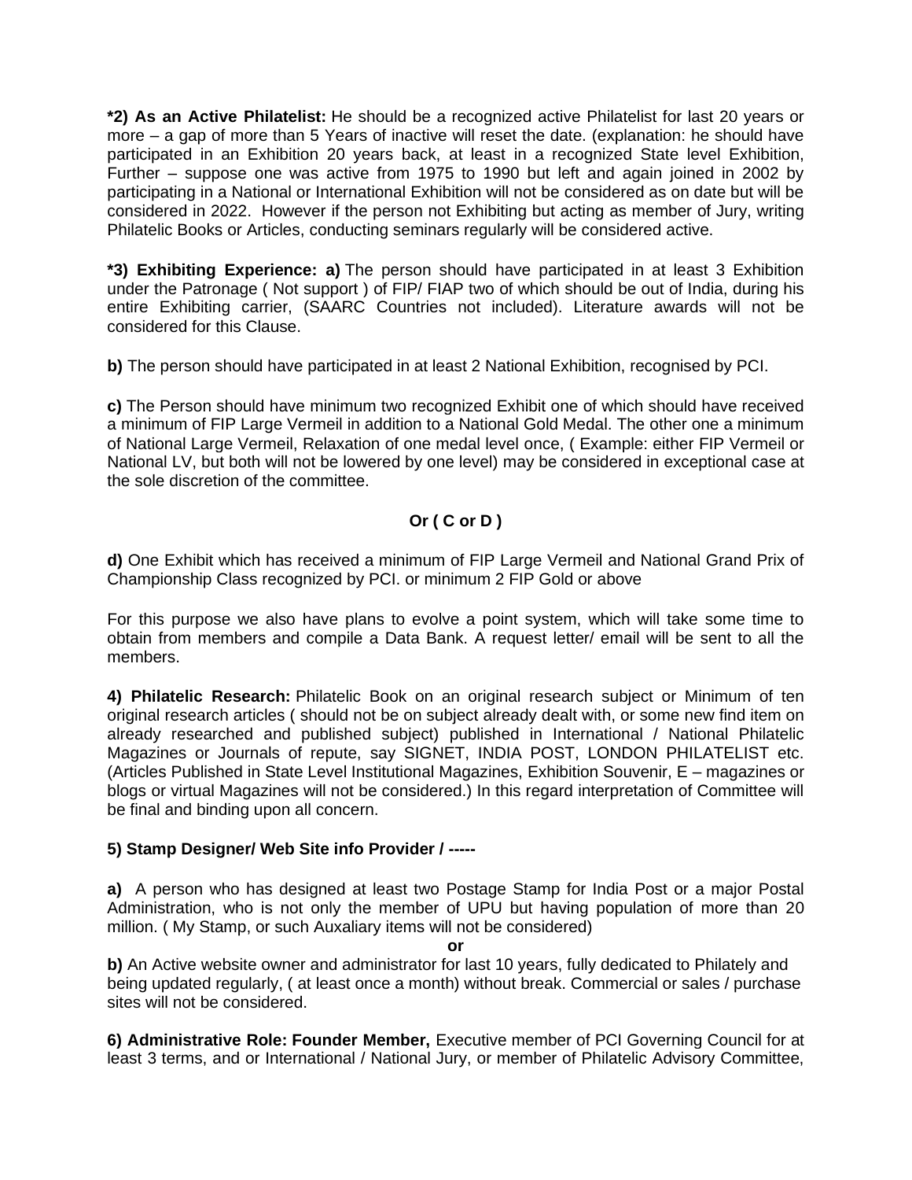**\*2) As an Active Philatelist:** He should be a recognized active Philatelist for last 20 years or more – a gap of more than 5 Years of inactive will reset the date. (explanation: he should have participated in an Exhibition 20 years back, at least in a recognized State level Exhibition, Further – suppose one was active from 1975 to 1990 but left and again joined in 2002 by participating in a National or International Exhibition will not be considered as on date but will be considered in 2022. However if the person not Exhibiting but acting as member of Jury, writing Philatelic Books or Articles, conducting seminars regularly will be considered active.

**\*3) Exhibiting Experience: a)** The person should have participated in at least 3 Exhibition under the Patronage ( Not support ) of FIP/ FIAP two of which should be out of India, during his entire Exhibiting carrier, (SAARC Countries not included). Literature awards will not be considered for this Clause.

**b)** The person should have participated in at least 2 National Exhibition, recognised by PCI.

**c)** The Person should have minimum two recognized Exhibit one of which should have received a minimum of FIP Large Vermeil in addition to a National Gold Medal. The other one a minimum of National Large Vermeil, Relaxation of one medal level once, ( Example: either FIP Vermeil or National LV, but both will not be lowered by one level) may be considered in exceptional case at the sole discretion of the committee.

**Or ( C or D )**

**d)** One Exhibit which has received a minimum of FIP Large Vermeil and National Grand Prix of Championship Class recognized by PCI. or minimum 2 FIP Gold or above

For this purpose we also have plans to evolve a point system, which will take some time to obtain from members and compile a Data Bank. A request letter/ email will be sent to all the members.

**4) Philatelic Research:** Philatelic Book on an original research subject or Minimum of ten original research articles ( should not be on subject already dealt with, or some new find item on already researched and published subject) published in International / National Philatelic Magazines or Journals of repute, say SIGNET, INDIA POST, LONDON PHILATELIST etc. (Articles Published in State Level Institutional Magazines, Exhibition Souvenir, E – magazines or blogs or virtual Magazines will not be considered.) In this regard interpretation of Committee will be final and binding upon all concern.

**5) Stamp Designer/ Web Site info Provider / -----**

**a)** A person who has designed at least two Postage Stamp for India Post or a major Postal Administration, who is not only the member of UPU but having population of more than 20 million. ( My Stamp, or such Auxaliary items will not be considered)

**or**

**b)** An Active website owner and administrator for last 10 years, fully dedicated to Philately and being updated regularly, ( at least once a month) without break. Commercial or sales / purchase sites will not be considered.

**6) Administrative Role: Founder Member,** Executive member of PCI Governing Council for at least 3 terms, and or International / National Jury, or member of Philatelic Advisory Committee,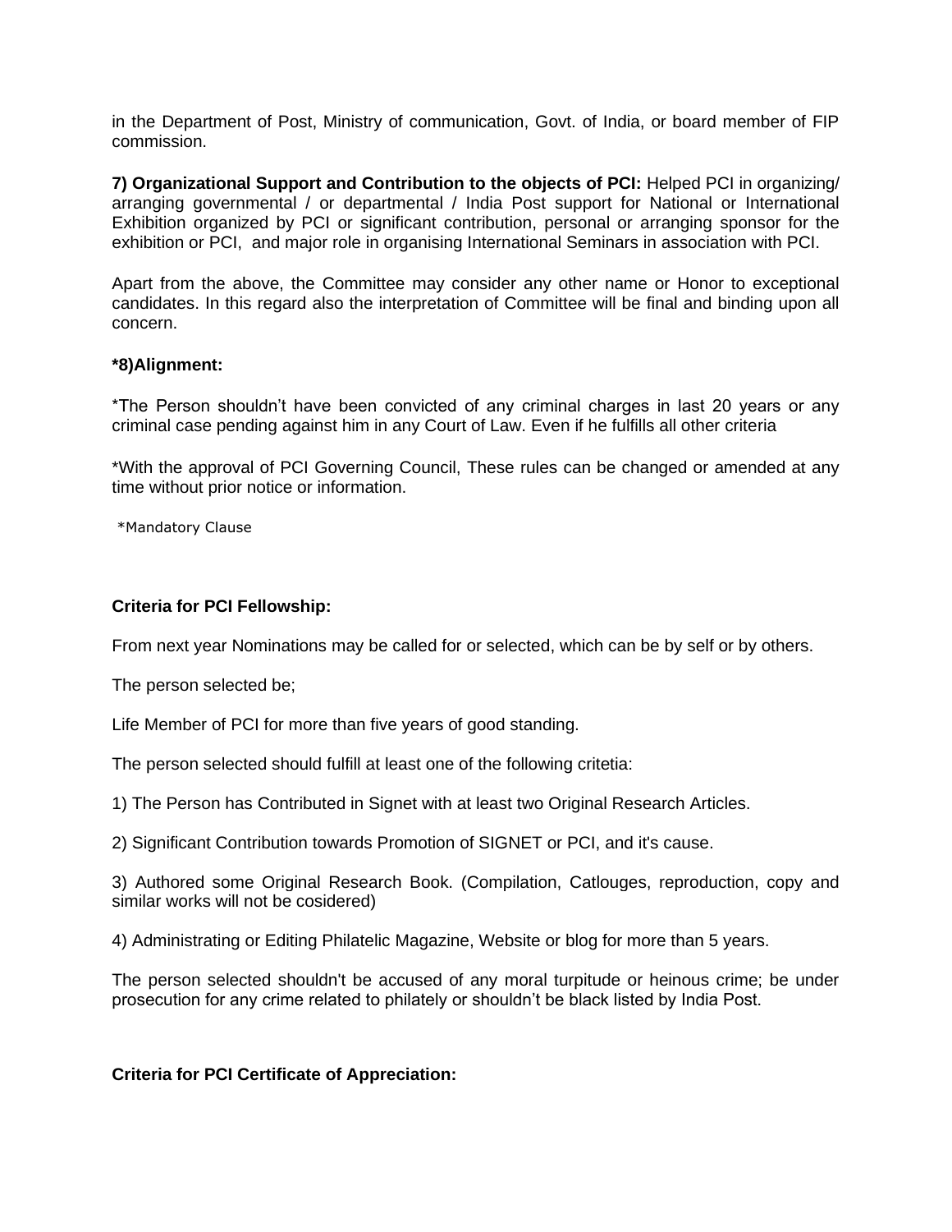in the Department of Post, Ministry of communication, Govt. of India, or board member of FIP commission.

**7) Organizational Support and Contribution to the objects of PCI:** Helped PCI in organizing/ arranging governmental / or departmental / India Post support for National or International Exhibition organized by PCI or significant contribution, personal or arranging sponsor for the exhibition or PCI, and major role in organising International Seminars in association with PCI.

Apart from the above, the Committee may consider any other name or Honor to exceptional candidates. In this regard also the interpretation of Committee will be final and binding upon all concern.

**\*8)Alignment:**

\*The Person shouldn't have been convicted of any criminal charges in last 20 years or any criminal case pending against him in any Court of Law. Even if he fulfills all other criteria

\*With the approval of PCI Governing Council, These rules can be changed or amended at any time without prior notice or information.

\*Mandatory Clause

**Criteria for PCI Fellowship:**

From next year Nominations may be called for or selected, which can be by self or by others.

The person selected be;

Life Member of PCI for more than five years of good standing.

The person selected should fulfill at least one of the following critetia:

1) The Person has Contributed in Signet with at least two Original Research Articles.

2) Significant Contribution towards Promotion of SIGNET or PCI, and it's cause.

3) Authored some Original Research Book. (Compilation, Catlouges, reproduction, copy and similar works will not be cosidered)

4) Administrating or Editing Philatelic Magazine, Website or blog for more than 5 years.

The person selected shouldn't be accused of any moral turpitude or heinous crime; be under prosecution for any crime related to philately or shouldn't be black listed by India Post.

**Criteria for PCI Certificate of Appreciation:**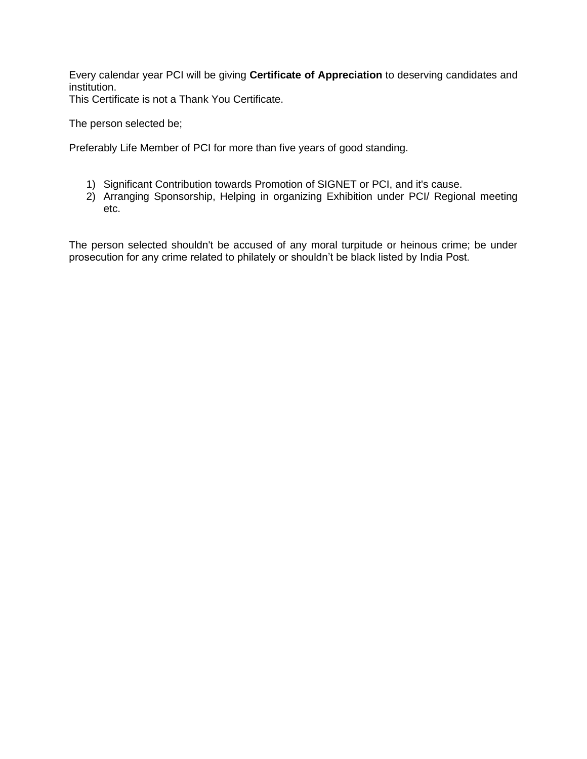Every calendar year PCI will be giving **Certificate of Appreciation** to deserving candidates and institution.
This Certificate is not a Thank You Certificate.

The person selected be;

Preferably Life Member of PCI for more than five years of good standing.

1) Significant Contribution towards Promotion of SIGNET or PCI, and it's cause.
2) Arranging Sponsorship, Helping in organizing Exhibition under PCI/ Regional meeting etc.

The person selected shouldn't be accused of any moral turpitude or heinous crime; be under prosecution for any crime related to philately or shouldn't be black listed by India Post.